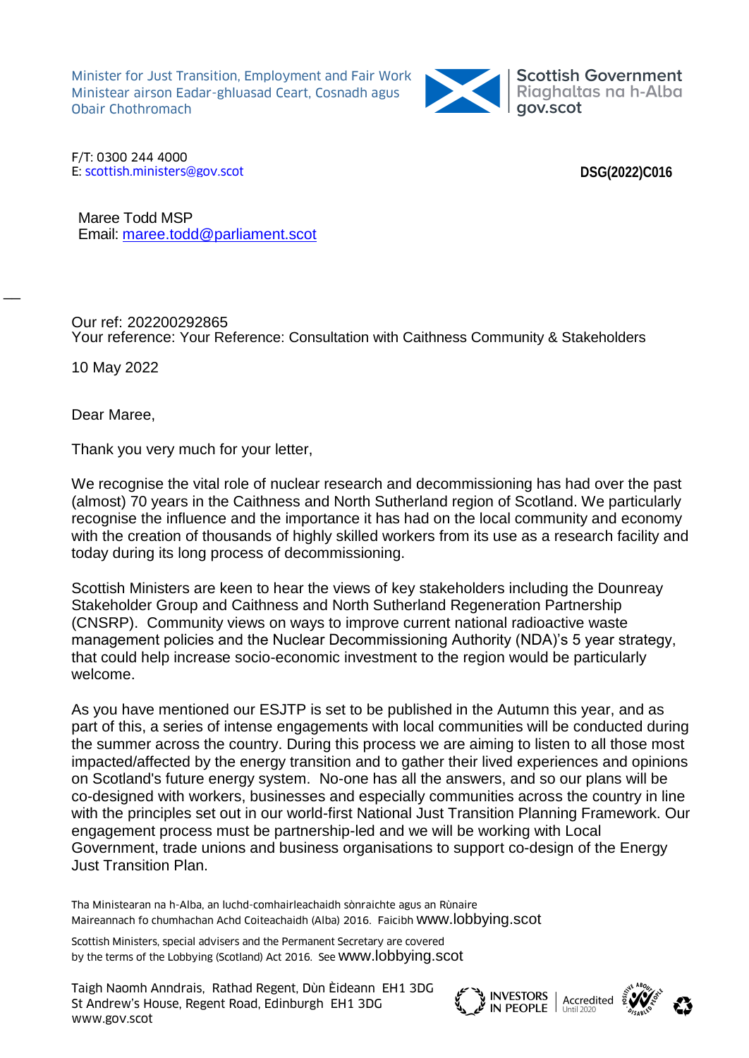Minister for Just Transition, Employment and Fair Work
Ministear airson Eadar-ghluasad Ceart, Cosnadh agus Obair Chothromach

Scottish Government
Riaghaltas na h-Alba
gov.scot

F/T: 0300 244 4000
E: scottish.ministers@gov.scot

**DSG(2022)C016**

Maree Todd MSP
Email: maree.todd@parliament.scot

Our ref: 202200292865
Your reference: Your Reference: Consultation with Caithness Community & Stakeholders

10 May 2022

Dear Maree,

Thank you very much for your letter,

We recognise the vital role of nuclear research and decommissioning has had over the past (almost) 70 years in the Caithness and North Sutherland region of Scotland. We particularly recognise the influence and the importance it has had on the local community and economy with the creation of thousands of highly skilled workers from its use as a research facility and today during its long process of decommissioning.

Scottish Ministers are keen to hear the views of key stakeholders including the Dounreay Stakeholder Group and Caithness and North Sutherland Regeneration Partnership (CNSRP). Community views on ways to improve current national radioactive waste management policies and the Nuclear Decommissioning Authority (NDA)'s 5 year strategy, that could help increase socio-economic investment to the region would be particularly welcome.

As you have mentioned our ESJTP is set to be published in the Autumn this year, and as part of this, a series of intense engagements with local communities will be conducted during the summer across the country. During this process we are aiming to listen to all those most impacted/affected by the energy transition and to gather their lived experiences and opinions on Scotland's future energy system. No-one has all the answers, and so our plans will be co-designed with workers, businesses and especially communities across the country in line with the principles set out in our world-first National Just Transition Planning Framework. Our engagement process must be partnership-led and we will be working with Local Government, trade unions and business organisations to support co-design of the Energy Just Transition Plan.

Tha Ministearan na h-Alba, an luchd-comhairleachaidh sònraichte agus an Rùnaire Maireannach fo chumhachan Achd Coiteachaidh (Alba) 2016. Faicibh www.lobbying.scot

Scottish Ministers, special advisers and the Permanent Secretary are covered by the terms of the Lobbying (Scotland) Act 2016. See www.lobbying.scot

Taigh Naomh Anndrais, Rathad Regent, Dùn Èideann EH1 3DG
St Andrew's House, Regent Road, Edinburgh EH1 3DG
www.gov.scot

INVESTORS IN PEOPLE | Accredited Until 2020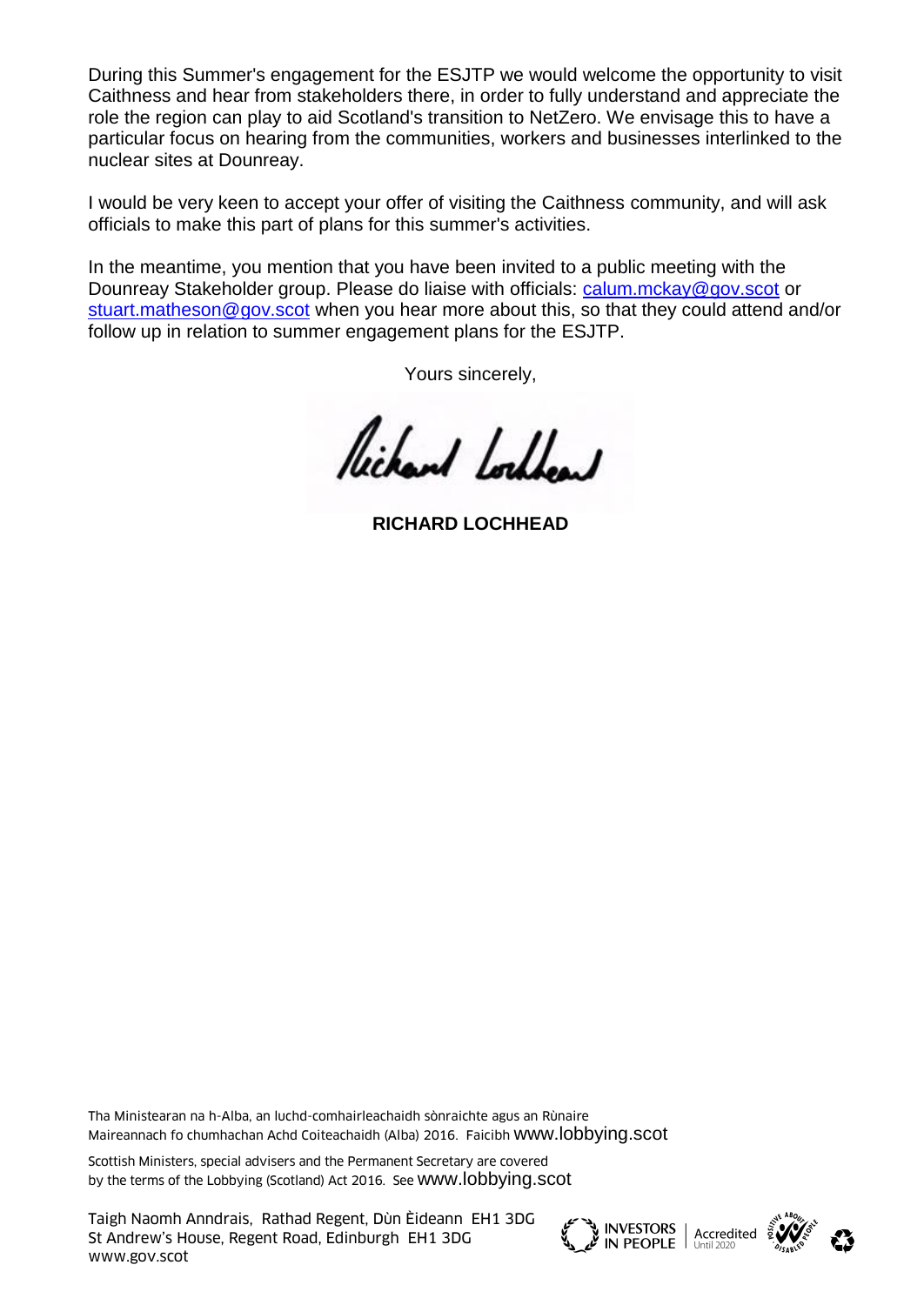During this Summer's engagement for the ESJTP we would welcome the opportunity to visit Caithness and hear from stakeholders there, in order to fully understand and appreciate the role the region can play to aid Scotland's transition to NetZero. We envisage this to have a particular focus on hearing from the communities, workers and businesses interlinked to the nuclear sites at Dounreay.

I would be very keen to accept your offer of visiting the Caithness community, and will ask officials to make this part of plans for this summer's activities.

In the meantime, you mention that you have been invited to a public meeting with the Dounreay Stakeholder group. Please do liaise with officials: calum.mckay@gov.scot or stuart.matheson@gov.scot when you hear more about this, so that they could attend and/or follow up in relation to summer engagement plans for the ESJTP.

Yours sincerely,

Richard Lochhead

**RICHARD LOCHHEAD**

Tha Ministearan na h-Alba, an luchd-comhairleachaidh sònraichte agus an Rùnaire Maireannach fo chumhachan Achd Coiteachaidh (Alba) 2016. Faicibh www.lobbying.scot

Scottish Ministers, special advisers and the Permanent Secretary are covered by the terms of the Lobbying (Scotland) Act 2016. See www.lobbying.scot

Taigh Naomh Anndrais, Rathad Regent, Dùn Èideann EH1 3DG
St Andrew's House, Regent Road, Edinburgh EH1 3DG
www.gov.scot